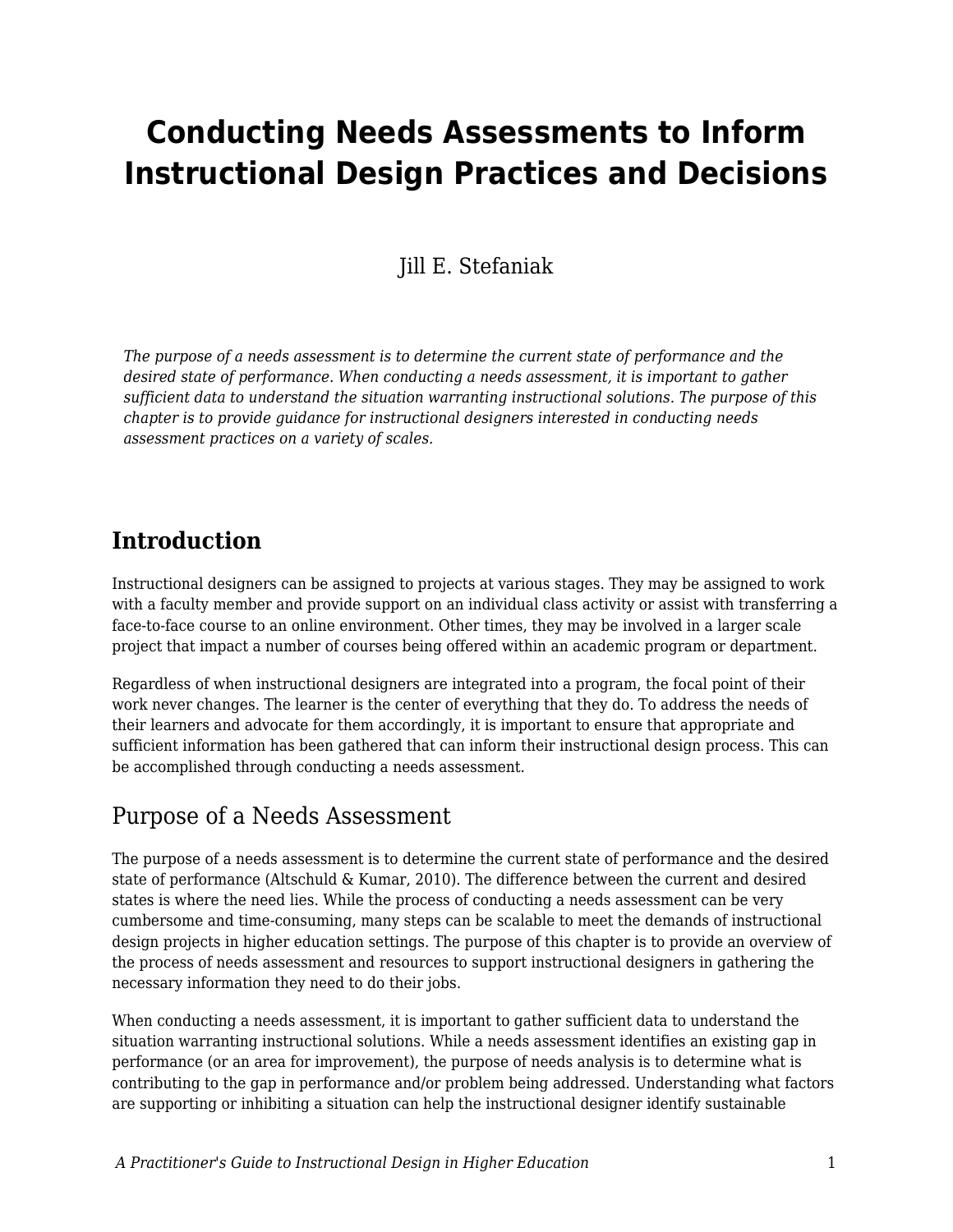# Conducting Needs Assessments to Inform Instructional Design Practices and Decisions

Jill E. Stefaniak

*The purpose of a needs assessment is to determine the current state of performance and the desired state of performance. When conducting a needs assessment, it is important to gather sufficient data to understand the situation warranting instructional solutions. The purpose of this chapter is to provide guidance for instructional designers interested in conducting needs assessment practices on a variety of scales.*

## Introduction

Instructional designers can be assigned to projects at various stages. They may be assigned to work with a faculty member and provide support on an individual class activity or assist with transferring a face-to-face course to an online environment. Other times, they may be involved in a larger scale project that impact a number of courses being offered within an academic program or department.

Regardless of when instructional designers are integrated into a program, the focal point of their work never changes. The learner is the center of everything that they do. To address the needs of their learners and advocate for them accordingly, it is important to ensure that appropriate and sufficient information has been gathered that can inform their instructional design process. This can be accomplished through conducting a needs assessment.

### Purpose of a Needs Assessment

The purpose of a needs assessment is to determine the current state of performance and the desired state of performance (Altschuld & Kumar, 2010). The difference between the current and desired states is where the need lies. While the process of conducting a needs assessment can be very cumbersome and time-consuming, many steps can be scalable to meet the demands of instructional design projects in higher education settings. The purpose of this chapter is to provide an overview of the process of needs assessment and resources to support instructional designers in gathering the necessary information they need to do their jobs.

When conducting a needs assessment, it is important to gather sufficient data to understand the situation warranting instructional solutions. While a needs assessment identifies an existing gap in performance (or an area for improvement), the purpose of needs analysis is to determine what is contributing to the gap in performance and/or problem being addressed. Understanding what factors are supporting or inhibiting a situation can help the instructional designer identify sustainable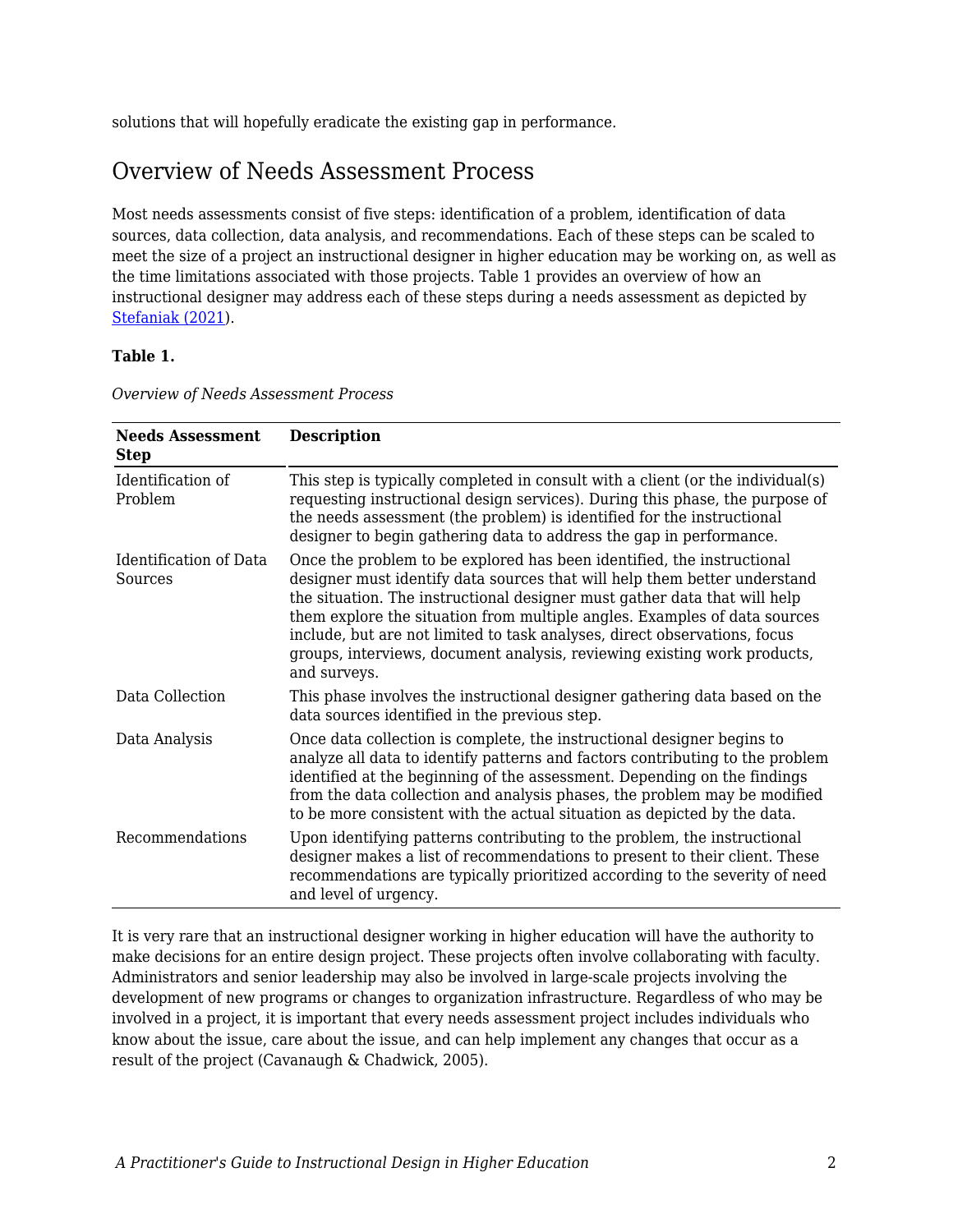solutions that will hopefully eradicate the existing gap in performance.

## Overview of Needs Assessment Process

Most needs assessments consist of five steps: identification of a problem, identification of data sources, data collection, data analysis, and recommendations. Each of these steps can be scaled to meet the size of a project an instructional designer in higher education may be working on, as well as the time limitations associated with those projects. Table 1 provides an overview of how an instructional designer may address each of these steps during a needs assessment as depicted by Stefaniak (2021).

**Table 1.**

*Overview of Needs Assessment Process*

| Needs Assessment Step | Description |
| --- | --- |
| Identification of Problem | This step is typically completed in consult with a client (or the individual(s) requesting instructional design services). During this phase, the purpose of the needs assessment (the problem) is identified for the instructional designer to begin gathering data to address the gap in performance. |
| Identification of Data Sources | Once the problem to be explored has been identified, the instructional designer must identify data sources that will help them better understand the situation. The instructional designer must gather data that will help them explore the situation from multiple angles. Examples of data sources include, but are not limited to task analyses, direct observations, focus groups, interviews, document analysis, reviewing existing work products, and surveys. |
| Data Collection | This phase involves the instructional designer gathering data based on the data sources identified in the previous step. |
| Data Analysis | Once data collection is complete, the instructional designer begins to analyze all data to identify patterns and factors contributing to the problem identified at the beginning of the assessment. Depending on the findings from the data collection and analysis phases, the problem may be modified to be more consistent with the actual situation as depicted by the data. |
| Recommendations | Upon identifying patterns contributing to the problem, the instructional designer makes a list of recommendations to present to their client. These recommendations are typically prioritized according to the severity of need and level of urgency. |

It is very rare that an instructional designer working in higher education will have the authority to make decisions for an entire design project. These projects often involve collaborating with faculty. Administrators and senior leadership may also be involved in large-scale projects involving the development of new programs or changes to organization infrastructure. Regardless of who may be involved in a project, it is important that every needs assessment project includes individuals who know about the issue, care about the issue, and can help implement any changes that occur as a result of the project (Cavanaugh & Chadwick, 2005).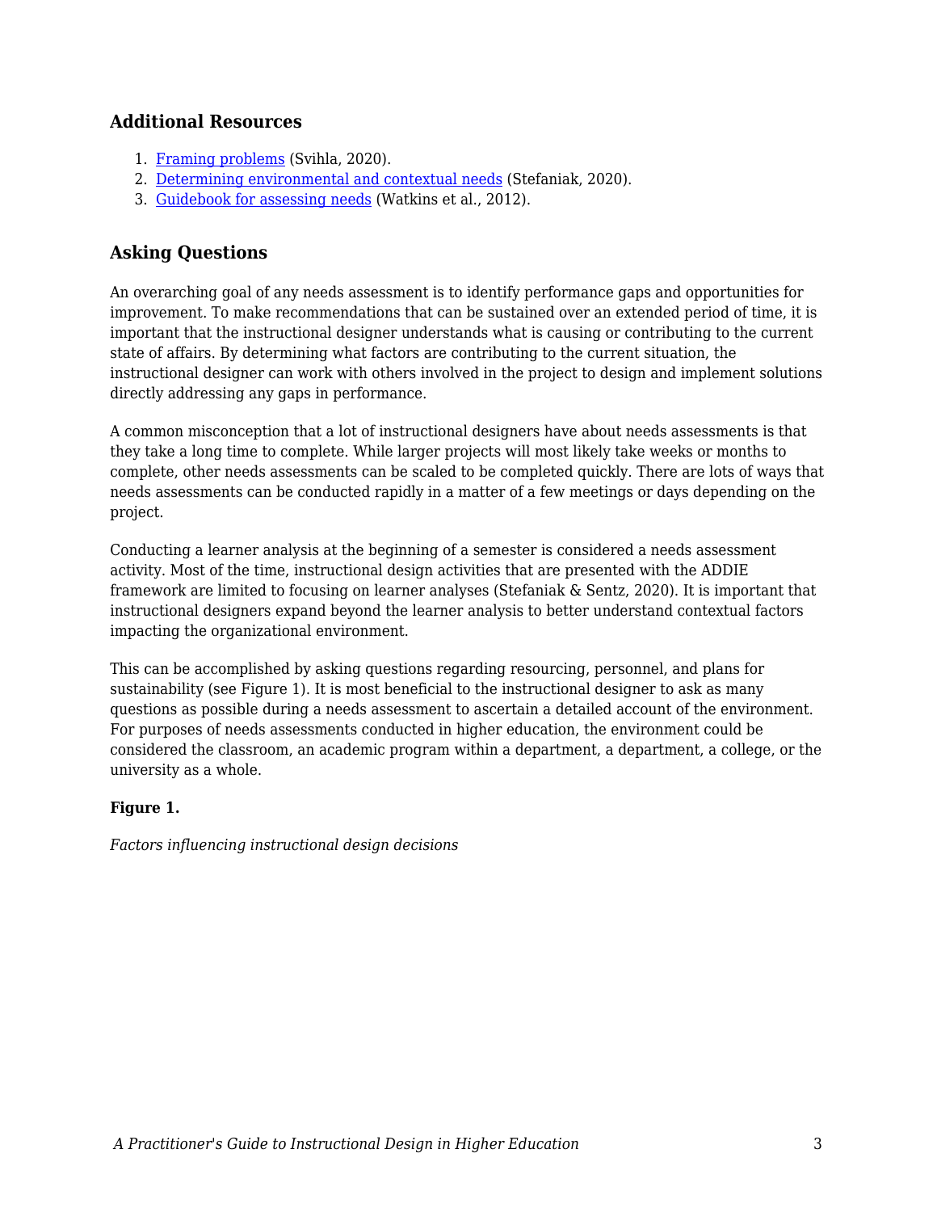### Additional Resources

1. Framing problems (Svihla, 2020).
2. Determining environmental and contextual needs (Stefaniak, 2020).
3. Guidebook for assessing needs (Watkins et al., 2012).

### Asking Questions

An overarching goal of any needs assessment is to identify performance gaps and opportunities for improvement. To make recommendations that can be sustained over an extended period of time, it is important that the instructional designer understands what is causing or contributing to the current state of affairs. By determining what factors are contributing to the current situation, the instructional designer can work with others involved in the project to design and implement solutions directly addressing any gaps in performance.

A common misconception that a lot of instructional designers have about needs assessments is that they take a long time to complete. While larger projects will most likely take weeks or months to complete, other needs assessments can be scaled to be completed quickly. There are lots of ways that needs assessments can be conducted rapidly in a matter of a few meetings or days depending on the project.

Conducting a learner analysis at the beginning of a semester is considered a needs assessment activity. Most of the time, instructional design activities that are presented with the ADDIE framework are limited to focusing on learner analyses (Stefaniak & Sentz, 2020). It is important that instructional designers expand beyond the learner analysis to better understand contextual factors impacting the organizational environment.

This can be accomplished by asking questions regarding resourcing, personnel, and plans for sustainability (see Figure 1). It is most beneficial to the instructional designer to ask as many questions as possible during a needs assessment to ascertain a detailed account of the environment. For purposes of needs assessments conducted in higher education, the environment could be considered the classroom, an academic program within a department, a department, a college, or the university as a whole.

**Figure 1.**

*Factors influencing instructional design decisions*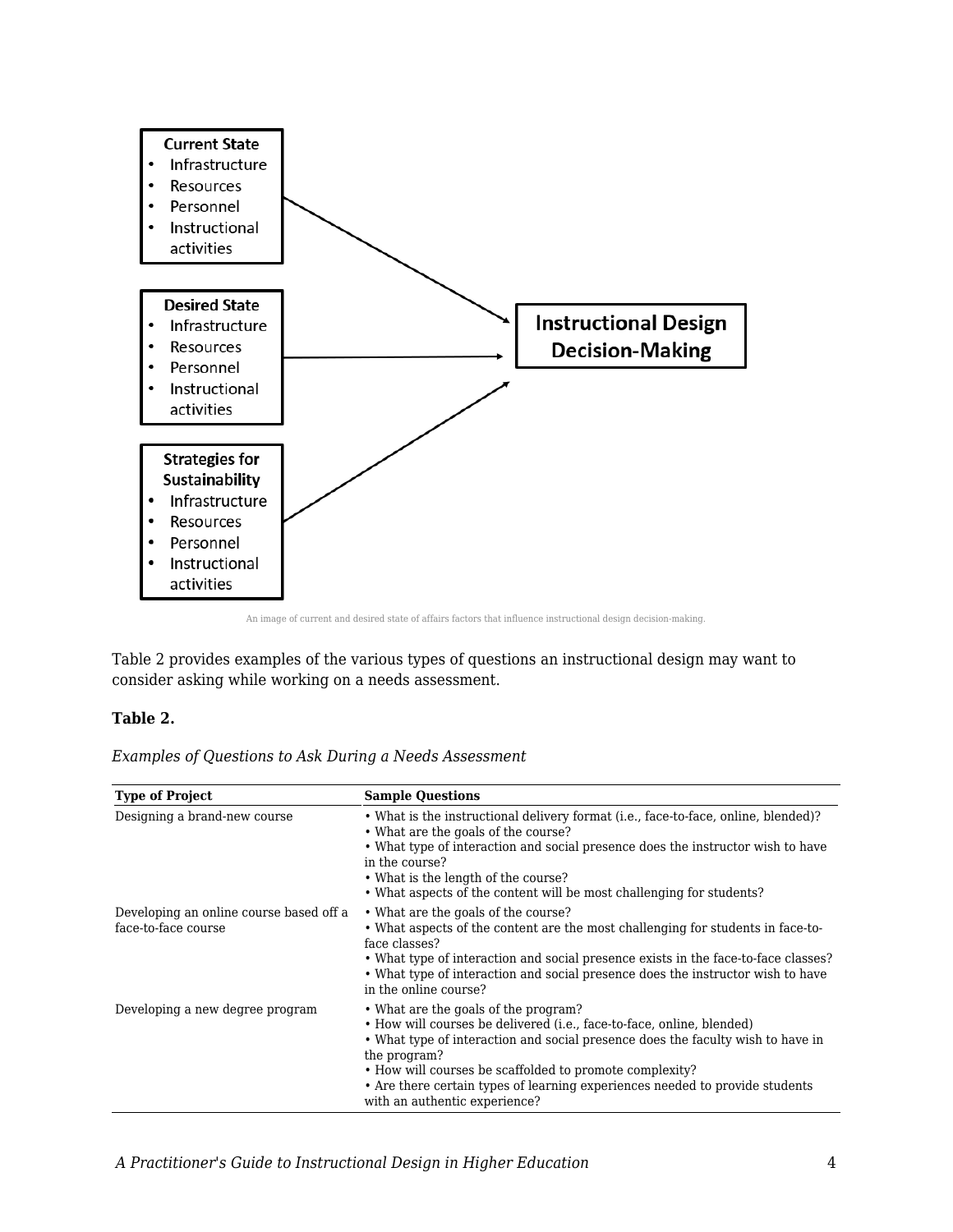**Current State**

- Infrastructure
- Resources
- Personnel
- Instructional activities

**Desired State**

- Infrastructure
- Resources
- Personnel
- Instructional activities

**Strategies for Sustainability**

- Infrastructure
- Resources
- Personnel
- Instructional activities

**Instructional Design Decision-Making**

An image of current and desired state of affairs factors that influence instructional design decision-making.

Table 2 provides examples of the various types of questions an instructional design may want to consider asking while working on a needs assessment.

**Table 2.**

*Examples of Questions to Ask During a Needs Assessment*

| Type of Project | Sample Questions |
|---|---|
| Designing a brand-new course | • What is the instructional delivery format (i.e., face-to-face, online, blended)? • What are the goals of the course? • What type of interaction and social presence does the instructor wish to have in the course? • What is the length of the course? • What aspects of the content will be most challenging for students? |
| Developing an online course based off a face-to-face course | • What are the goals of the course? • What aspects of the content are the most challenging for students in face-to-face classes? • What type of interaction and social presence exists in the face-to-face classes? • What type of interaction and social presence does the instructor wish to have in the online course? |
| Developing a new degree program | • What are the goals of the program? • How will courses be delivered (i.e., face-to-face, online, blended) • What type of interaction and social presence does the faculty wish to have in the program? • How will courses be scaffolded to promote complexity? • Are there certain types of learning experiences needed to provide students with an authentic experience? |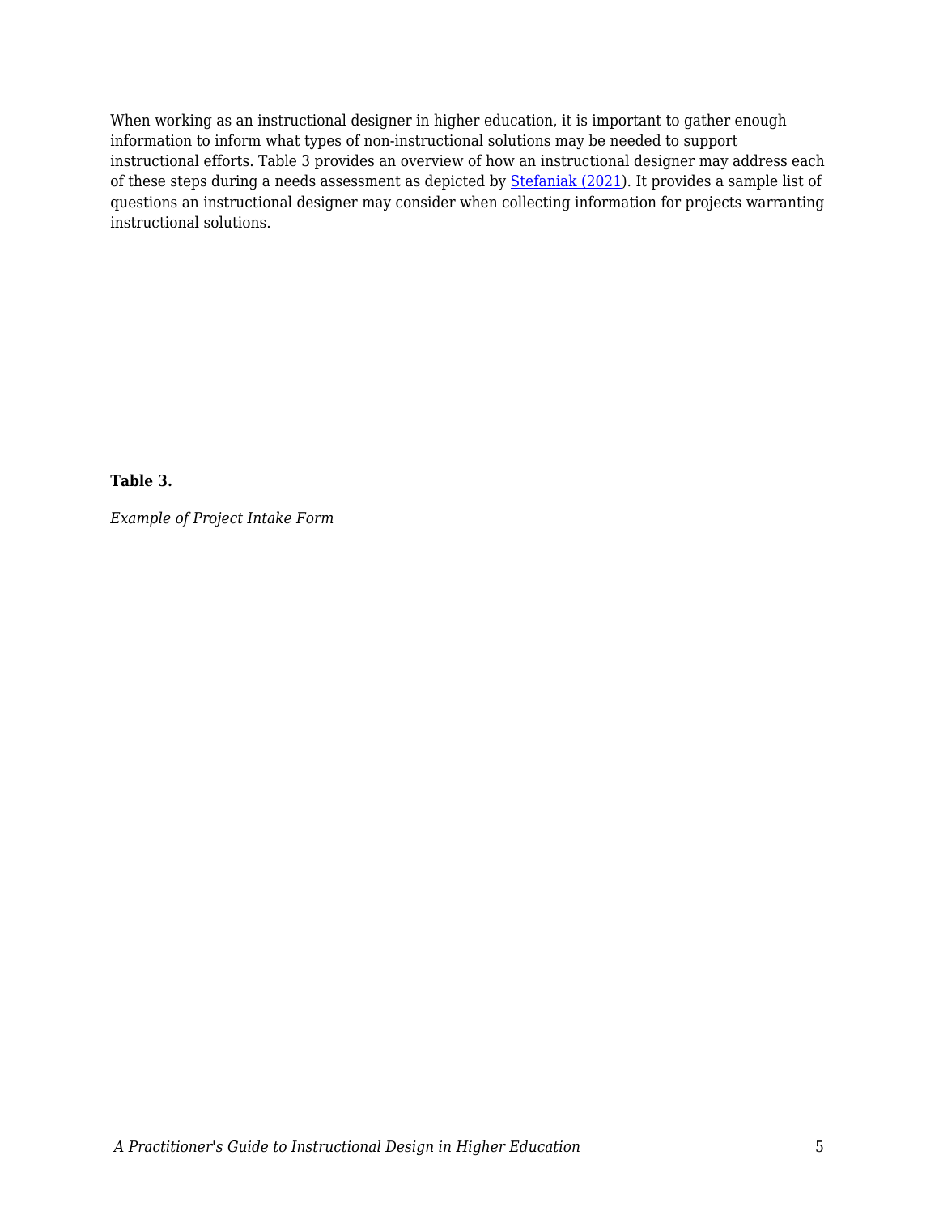When working as an instructional designer in higher education, it is important to gather enough information to inform what types of non-instructional solutions may be needed to support instructional efforts. Table 3 provides an overview of how an instructional designer may address each of these steps during a needs assessment as depicted by [Stefaniak (2021)](). It provides a sample list of questions an instructional designer may consider when collecting information for projects warranting instructional solutions.

**Table 3.**

*Example of Project Intake Form*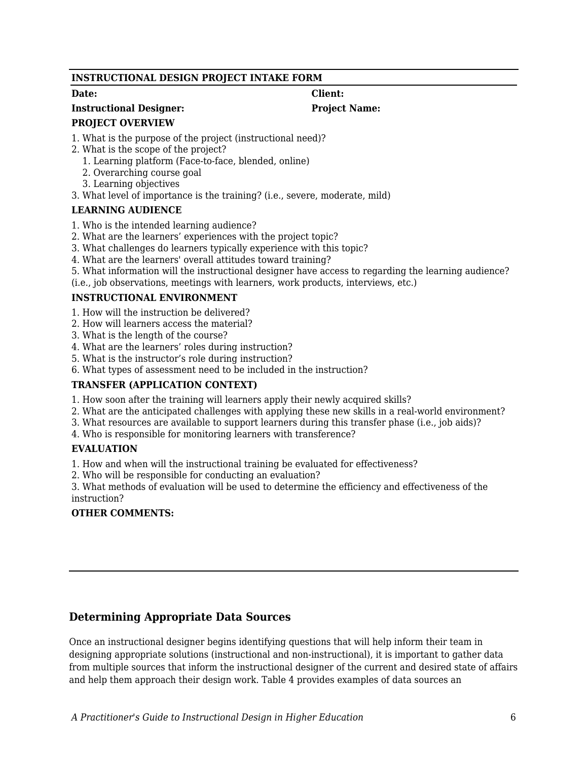**INSTRUCTIONAL DESIGN PROJECT INTAKE FORM**

**Date:** **Client:**

**Instructional Designer:** **Project Name:**

**PROJECT OVERVIEW**

1. What is the purpose of the project (instructional need)?
2. What is the scope of the project?
   1. Learning platform (Face-to-face, blended, online)
   2. Overarching course goal
   3. Learning objectives
3. What level of importance is the training? (i.e., severe, moderate, mild)

**LEARNING AUDIENCE**

1. Who is the intended learning audience?
2. What are the learners' experiences with the project topic?
3. What challenges do learners typically experience with this topic?
4. What are the learners' overall attitudes toward training?
5. What information will the instructional designer have access to regarding the learning audience? (i.e., job observations, meetings with learners, work products, interviews, etc.)

**INSTRUCTIONAL ENVIRONMENT**

1. How will the instruction be delivered?
2. How will learners access the material?
3. What is the length of the course?
4. What are the learners' roles during instruction?
5. What is the instructor's role during instruction?
6. What types of assessment need to be included in the instruction?

**TRANSFER (APPLICATION CONTEXT)**

1. How soon after the training will learners apply their newly acquired skills?
2. What are the anticipated challenges with applying these new skills in a real-world environment?
3. What resources are available to support learners during this transfer phase (i.e., job aids)?
4. Who is responsible for monitoring learners with transference?

**EVALUATION**

1. How and when will the instructional training be evaluated for effectiveness?
2. Who will be responsible for conducting an evaluation?
3. What methods of evaluation will be used to determine the efficiency and effectiveness of the instruction?

**OTHER COMMENTS:**

### Determining Appropriate Data Sources

Once an instructional designer begins identifying questions that will help inform their team in designing appropriate solutions (instructional and non-instructional), it is important to gather data from multiple sources that inform the instructional designer of the current and desired state of affairs and help them approach their design work. Table 4 provides examples of data sources an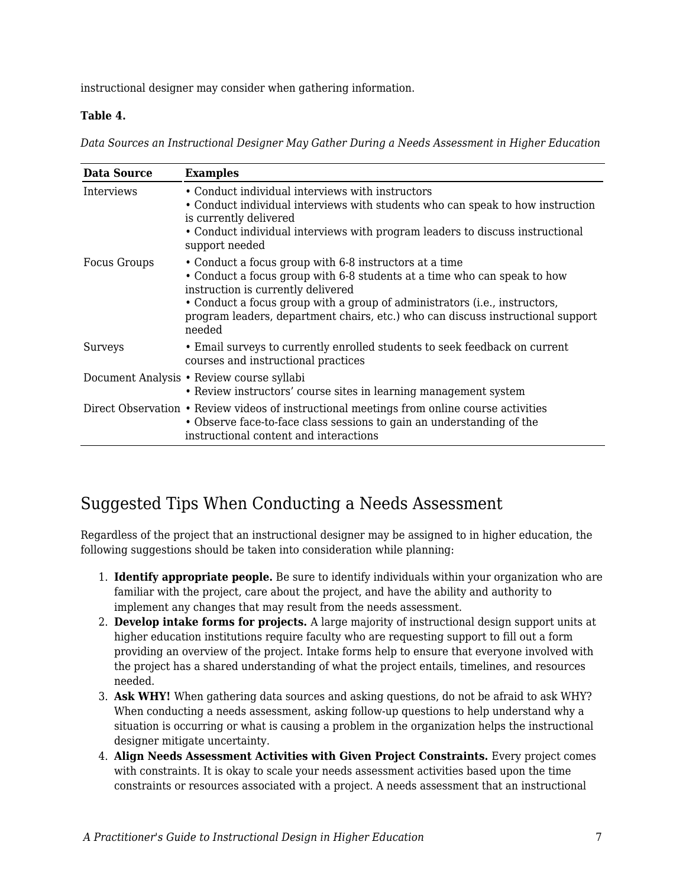instructional designer may consider when gathering information.

**Table 4.**

*Data Sources an Instructional Designer May Gather During a Needs Assessment in Higher Education*

| Data Source | Examples |
|---|---|
| Interviews | • Conduct individual interviews with instructors<br>• Conduct individual interviews with students who can speak to how instruction is currently delivered<br>• Conduct individual interviews with program leaders to discuss instructional support needed |
| Focus Groups | • Conduct a focus group with 6-8 instructors at a time<br>• Conduct a focus group with 6-8 students at a time who can speak to how instruction is currently delivered<br>• Conduct a focus group with a group of administrators (i.e., instructors, program leaders, department chairs, etc.) who can discuss instructional support needed |
| Surveys | • Email surveys to currently enrolled students to seek feedback on current courses and instructional practices |
| Document Analysis | • Review course syllabi<br>• Review instructors' course sites in learning management system |
| Direct Observation | • Review videos of instructional meetings from online course activities<br>• Observe face-to-face class sessions to gain an understanding of the instructional content and interactions |

## Suggested Tips When Conducting a Needs Assessment

Regardless of the project that an instructional designer may be assigned to in higher education, the following suggestions should be taken into consideration while planning:

1. **Identify appropriate people.** Be sure to identify individuals within your organization who are familiar with the project, care about the project, and have the ability and authority to implement any changes that may result from the needs assessment.
2. **Develop intake forms for projects.** A large majority of instructional design support units at higher education institutions require faculty who are requesting support to fill out a form providing an overview of the project. Intake forms help to ensure that everyone involved with the project has a shared understanding of what the project entails, timelines, and resources needed.
3. **Ask WHY!** When gathering data sources and asking questions, do not be afraid to ask WHY? When conducting a needs assessment, asking follow-up questions to help understand why a situation is occurring or what is causing a problem in the organization helps the instructional designer mitigate uncertainty.
4. **Align Needs Assessment Activities with Given Project Constraints.** Every project comes with constraints. It is okay to scale your needs assessment activities based upon the time constraints or resources associated with a project. A needs assessment that an instructional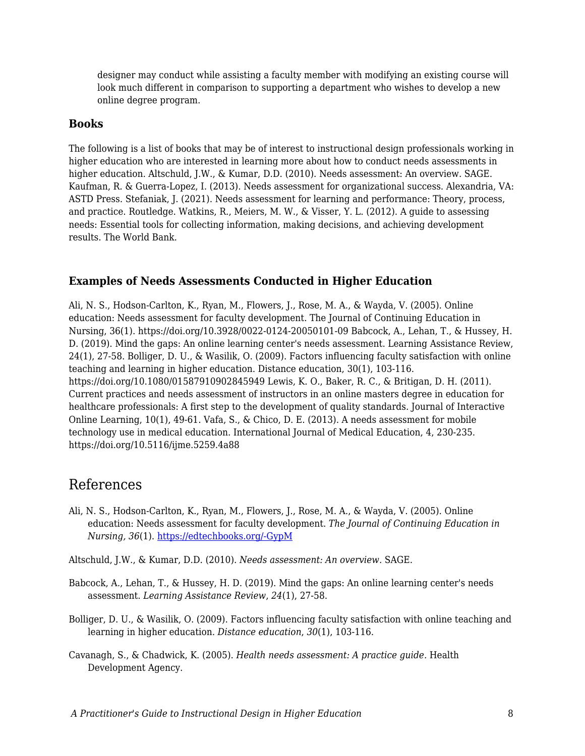designer may conduct while assisting a faculty member with modifying an existing course will look much different in comparison to supporting a department who wishes to develop a new online degree program.

### Books

The following is a list of books that may be of interest to instructional design professionals working in higher education who are interested in learning more about how to conduct needs assessments in higher education. Altschuld, J.W., & Kumar, D.D. (2010). Needs assessment: An overview. SAGE. Kaufman, R. & Guerra-Lopez, I. (2013). Needs assessment for organizational success. Alexandria, VA: ASTD Press. Stefaniak, J. (2021). Needs assessment for learning and performance: Theory, process, and practice. Routledge. Watkins, R., Meiers, M. W., & Visser, Y. L. (2012). A guide to assessing needs: Essential tools for collecting information, making decisions, and achieving development results. The World Bank.

### Examples of Needs Assessments Conducted in Higher Education

Ali, N. S., Hodson-Carlton, K., Ryan, M., Flowers, J., Rose, M. A., & Wayda, V. (2005). Online education: Needs assessment for faculty development. The Journal of Continuing Education in Nursing, 36(1). https://doi.org/10.3928/0022-0124-20050101-09 Babcock, A., Lehan, T., & Hussey, H. D. (2019). Mind the gaps: An online learning center's needs assessment. Learning Assistance Review, 24(1), 27-58. Bolliger, D. U., & Wasilik, O. (2009). Factors influencing faculty satisfaction with online teaching and learning in higher education. Distance education, 30(1), 103-116. https://doi.org/10.1080/01587910902845949 Lewis, K. O., Baker, R. C., & Britigan, D. H. (2011). Current practices and needs assessment of instructors in an online masters degree in education for healthcare professionals: A first step to the development of quality standards. Journal of Interactive Online Learning, 10(1), 49-61. Vafa, S., & Chico, D. E. (2013). A needs assessment for mobile technology use in medical education. International Journal of Medical Education, 4, 230-235. https://doi.org/10.5116/ijme.5259.4a88

## References

Ali, N. S., Hodson-Carlton, K., Ryan, M., Flowers, J., Rose, M. A., & Wayda, V. (2005). Online education: Needs assessment for faculty development. *The Journal of Continuing Education in Nursing, 36*(1). [https://edtechbooks.org/-GypM](https://edtechbooks.org/-GypM)

Altschuld, J.W., & Kumar, D.D. (2010). *Needs assessment: An overview*. SAGE.

Babcock, A., Lehan, T., & Hussey, H. D. (2019). Mind the gaps: An online learning center's needs assessment. *Learning Assistance Review*, *24*(1), 27-58.

Bolliger, D. U., & Wasilik, O. (2009). Factors influencing faculty satisfaction with online teaching and learning in higher education. *Distance education*, *30*(1), 103-116.

Cavanagh, S., & Chadwick, K. (2005). *Health needs assessment: A practice guide.* Health Development Agency.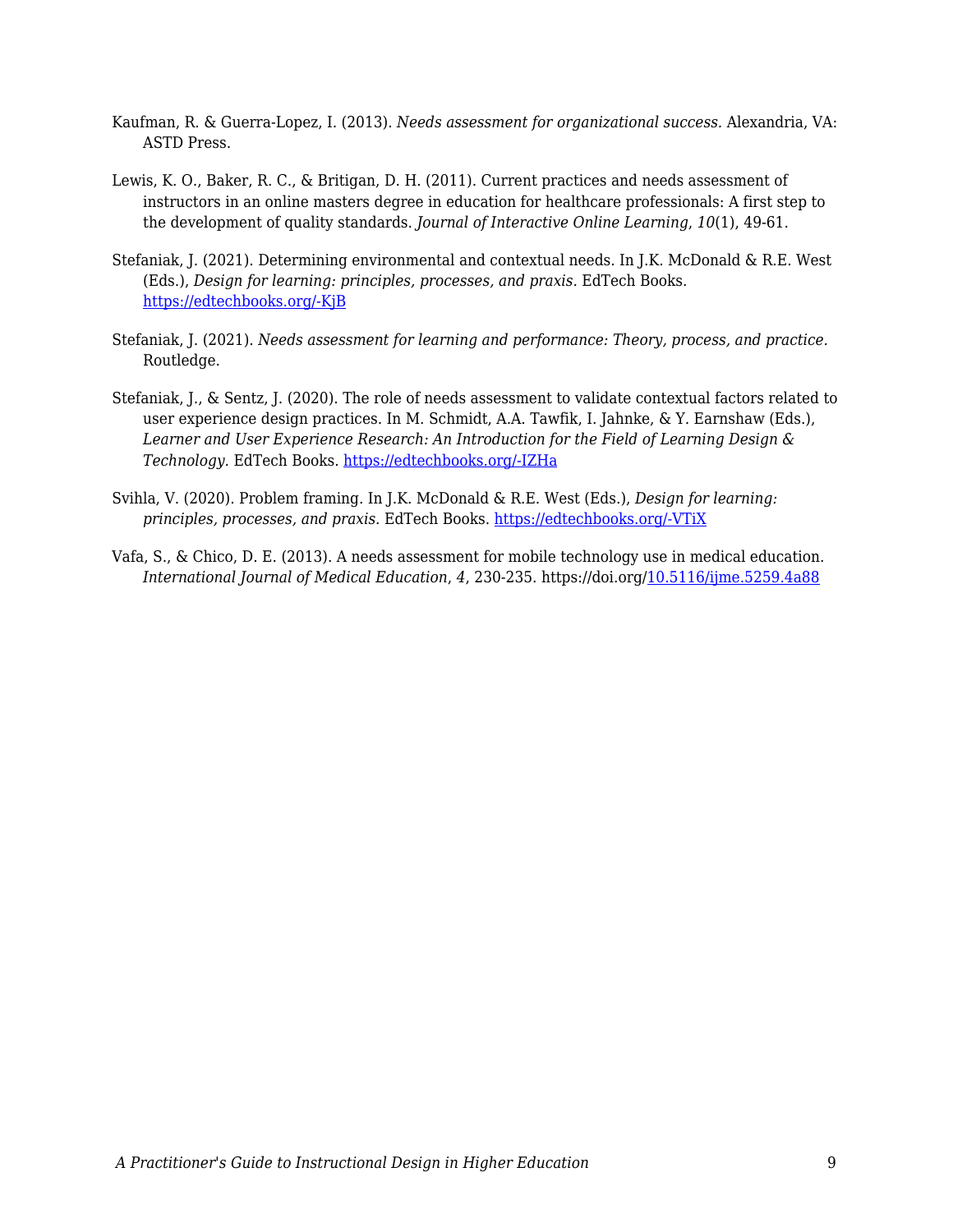Kaufman, R. & Guerra-Lopez, I. (2013). *Needs assessment for organizational success.* Alexandria, VA: ASTD Press.

Lewis, K. O., Baker, R. C., & Britigan, D. H. (2011). Current practices and needs assessment of instructors in an online masters degree in education for healthcare professionals: A first step to the development of quality standards. *Journal of Interactive Online Learning*, *10*(1), 49-61.

Stefaniak, J. (2021). Determining environmental and contextual needs. In J.K. McDonald & R.E. West (Eds.), *Design for learning: principles, processes, and praxis*. EdTech Books. [https://edtechbooks.org/-KjB](https://edtechbooks.org/-KjB)

Stefaniak, J. (2021). *Needs assessment for learning and performance: Theory, process, and practice.* Routledge.

Stefaniak, J., & Sentz, J. (2020). The role of needs assessment to validate contextual factors related to user experience design practices. In M. Schmidt, A.A. Tawfik, I. Jahnke, & Y. Earnshaw (Eds.), *Learner and User Experience Research: An Introduction for the Field of Learning Design & Technology.* EdTech Books. [https://edtechbooks.org/-IZHa](https://edtechbooks.org/-IZHa)

Svihla, V. (2020). Problem framing. In J.K. McDonald & R.E. West (Eds.), *Design for learning: principles, processes, and praxis.* EdTech Books. [https://edtechbooks.org/-VTiX](https://edtechbooks.org/-VTiX)

Vafa, S., & Chico, D. E. (2013). A needs assessment for mobile technology use in medical education. *International Journal of Medical Education*, *4*, 230-235. https://doi.org/[10.5116/ijme.5259.4a88](https://doi.org/10.5116/ijme.5259.4a88)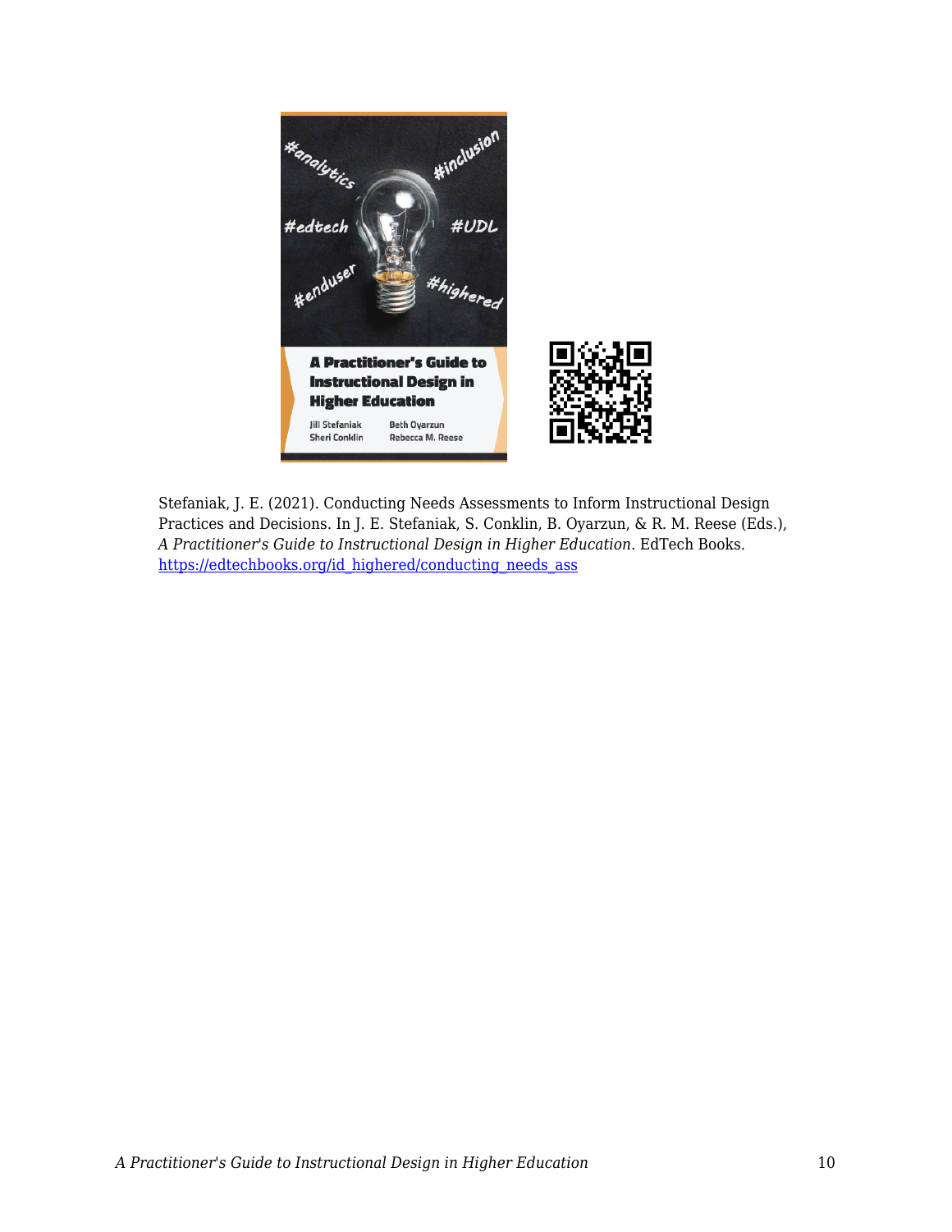Stefaniak, J. E. (2021). Conducting Needs Assessments to Inform Instructional Design Practices and Decisions. In J. E. Stefaniak, S. Conklin, B. Oyarzun, & R. M. Reese (Eds.), *A Practitioner's Guide to Instructional Design in Higher Education*. EdTech Books. [https://edtechbooks.org/id_highered/conducting_needs_ass](https://edtechbooks.org/id_highered/conducting_needs_ass)